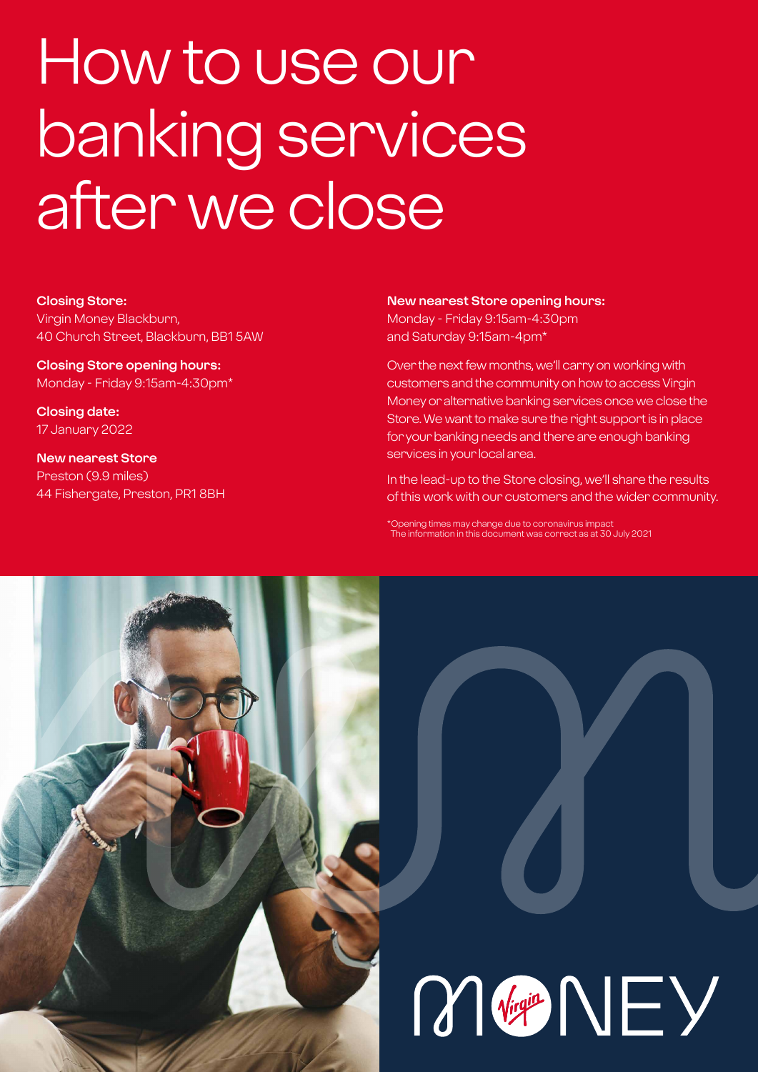# How to use our banking services after we close

**Closing Store:**
Virgin Money Blackburn,
40 Church Street, Blackburn, BB1 5AW

**Closing Store opening hours:**
Monday - Friday 9:15am-4:30pm*

**Closing date:**
17 January 2022

**New nearest Store**
Preston (9.9 miles)
44 Fishergate, Preston, PR1 8BH

**New nearest Store opening hours:**
Monday - Friday 9:15am-4:30pm
and Saturday 9:15am-4pm*

Over the next few months, we'll carry on working with customers and the community on how to access Virgin Money or alternative banking services once we close the Store. We want to make sure the right support is in place for your banking needs and there are enough banking services in your local area.

In the lead-up to the Store closing, we'll share the results of this work with our customers and the wider community.

*Opening times may change due to coronavirus impact
The information in this document was correct as at 30 July 2021

MONEY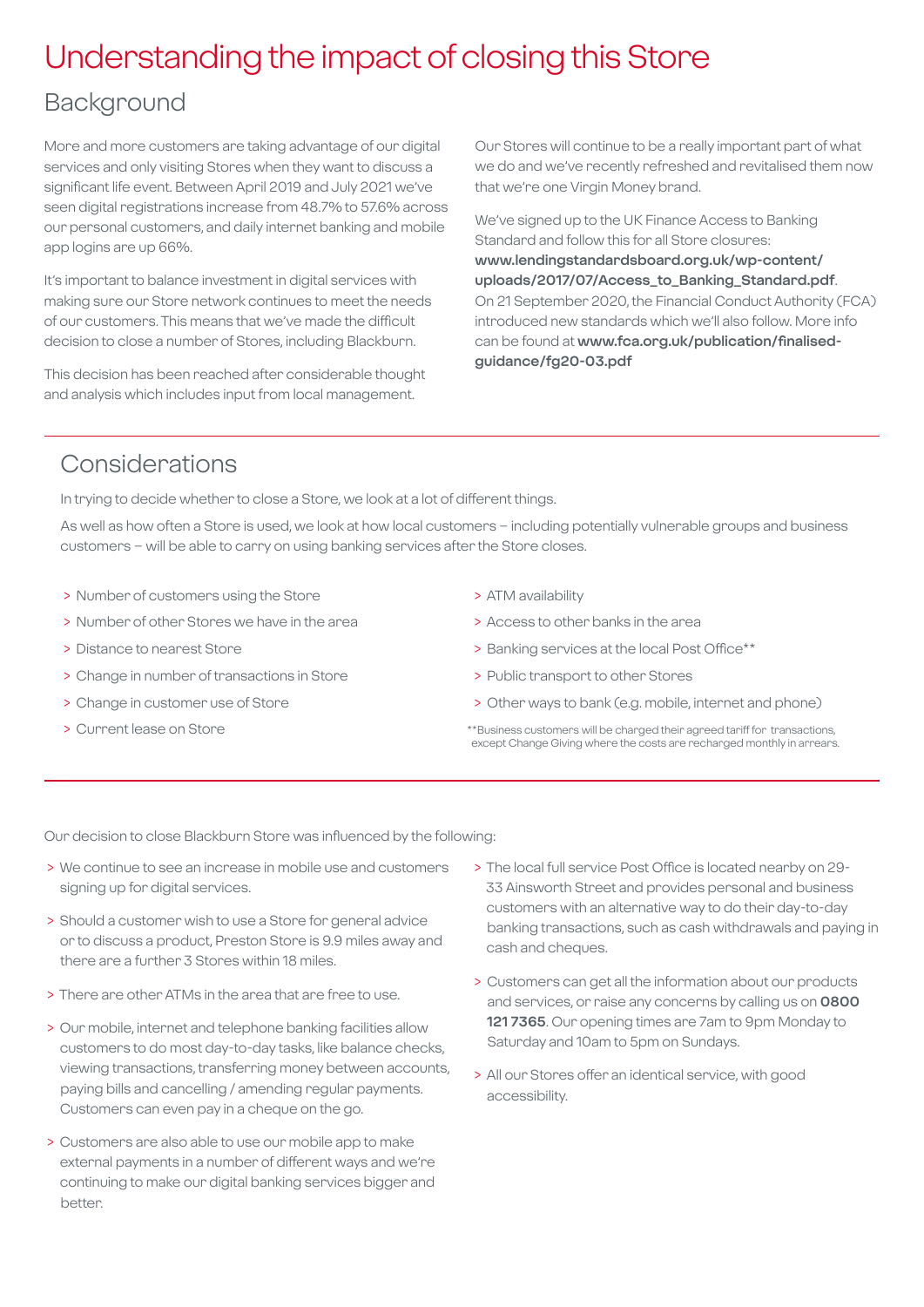# Understanding the impact of closing this Store

## Background

More and more customers are taking advantage of our digital services and only visiting Stores when they want to discuss a significant life event. Between April 2019 and July 2021 we've seen digital registrations increase from 48.7% to 57.6% across our personal customers, and daily internet banking and mobile app logins are up 66%.

It's important to balance investment in digital services with making sure our Store network continues to meet the needs of our customers. This means that we've made the difficult decision to close a number of Stores, including Blackburn.

This decision has been reached after considerable thought and analysis which includes input from local management.

Our Stores will continue to be a really important part of what we do and we've recently refreshed and revitalised them now that we're one Virgin Money brand.

We've signed up to the UK Finance Access to Banking Standard and follow this for all Store closures: **www.lendingstandardsboard.org.uk/wp-content/uploads/2017/07/Access_to_Banking_Standard.pdf**. On 21 September 2020, the Financial Conduct Authority (FCA) introduced new standards which we'll also follow. More info can be found at **www.fca.org.uk/publication/finalised-guidance/fg20-03.pdf**

## Considerations

In trying to decide whether to close a Store, we look at a lot of different things.

As well as how often a Store is used, we look at how local customers – including potentially vulnerable groups and business customers – will be able to carry on using banking services after the Store closes.

- Number of customers using the Store
- Number of other Stores we have in the area
- Distance to nearest Store
- Change in number of transactions in Store
- Change in customer use of Store
- Current lease on Store
- ATM availability
- Access to other banks in the area
- Banking services at the local Post Office**
- Public transport to other Stores
- Other ways to bank (e.g. mobile, internet and phone)

**Business customers will be charged their agreed tariff for transactions, except Change Giving where the costs are recharged monthly in arrears.

Our decision to close Blackburn Store was influenced by the following:

- We continue to see an increase in mobile use and customers signing up for digital services.
- Should a customer wish to use a Store for general advice or to discuss a product, Preston Store is 9.9 miles away and there are a further 3 Stores within 18 miles.
- There are other ATMs in the area that are free to use.
- Our mobile, internet and telephone banking facilities allow customers to do most day-to-day tasks, like balance checks, viewing transactions, transferring money between accounts, paying bills and cancelling / amending regular payments. Customers can even pay in a cheque on the go.
- Customers are also able to use our mobile app to make external payments in a number of different ways and we're continuing to make our digital banking services bigger and better.
- The local full service Post Office is located nearby on 29-33 Ainsworth Street and provides personal and business customers with an alternative way to do their day-to-day banking transactions, such as cash withdrawals and paying in cash and cheques.
- Customers can get all the information about our products and services, or raise any concerns by calling us on **0800 121 7365**. Our opening times are 7am to 9pm Monday to Saturday and 10am to 5pm on Sundays.
- All our Stores offer an identical service, with good accessibility.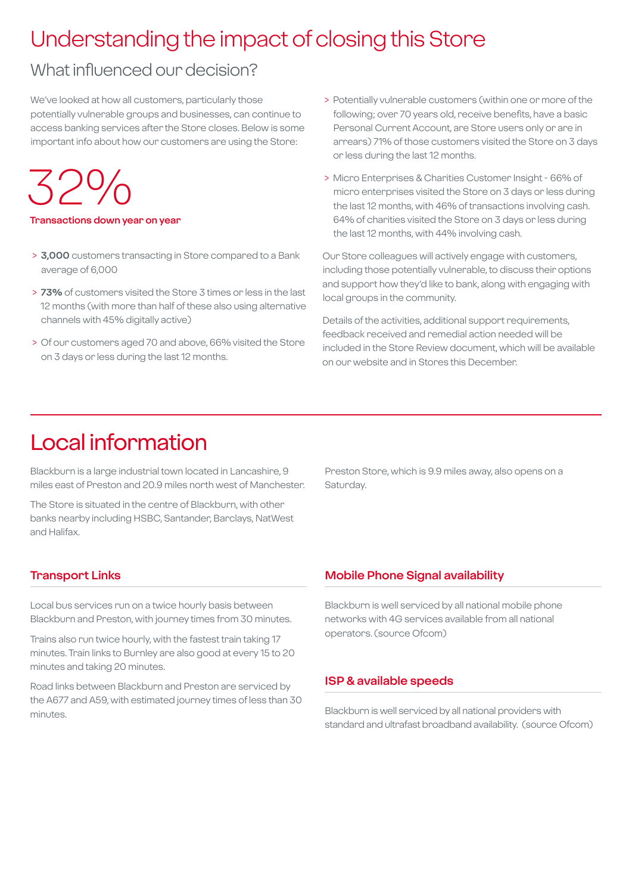# Understanding the impact of closing this Store

## What influenced our decision?

We've looked at how all customers, particularly those potentially vulnerable groups and businesses, can continue to access banking services after the Store closes. Below is some important info about how our customers are using the Store:

32%

**Transactions down year on year**

- **3,000** customers transacting in Store compared to a Bank average of 6,000
- **73%** of customers visited the Store 3 times or less in the last 12 months (with more than half of these also using alternative channels with 45% digitally active)
- Of our customers aged 70 and above, 66% visited the Store on 3 days or less during the last 12 months.
- Potentially vulnerable customers (within one or more of the following; over 70 years old, receive benefits, have a basic Personal Current Account, are Store users only or are in arrears) 71% of those customers visited the Store on 3 days or less during the last 12 months.
- Micro Enterprises & Charities Customer Insight - 66% of micro enterprises visited the Store on 3 days or less during the last 12 months, with 46% of transactions involving cash. 64% of charities visited the Store on 3 days or less during the last 12 months, with 44% involving cash.

Our Store colleagues will actively engage with customers, including those potentially vulnerable, to discuss their options and support how they'd like to bank, along with engaging with local groups in the community.

Details of the activities, additional support requirements, feedback received and remedial action needed will be included in the Store Review document, which will be available on our website and in Stores this December.

# Local information

Blackburn is a large industrial town located in Lancashire, 9 miles east of Preston and 20.9 miles north west of Manchester.

The Store is situated in the centre of Blackburn, with other banks nearby including HSBC, Santander, Barclays, NatWest and Halifax.

Preston Store, which is 9.9 miles away, also opens on a Saturday.

### Transport Links

Local bus services run on a twice hourly basis between Blackburn and Preston, with journey times from 30 minutes.

Trains also run twice hourly, with the fastest train taking 17 minutes. Train links to Burnley are also good at every 15 to 20 minutes and taking 20 minutes.

Road links between Blackburn and Preston are serviced by the A677 and A59, with estimated journey times of less than 30 minutes.

### Mobile Phone Signal availability

Blackburn is well serviced by all national mobile phone networks with 4G services available from all national operators. (source Ofcom)

### ISP & available speeds

Blackburn is well serviced by all national providers with standard and ultrafast broadband availability. (source Ofcom)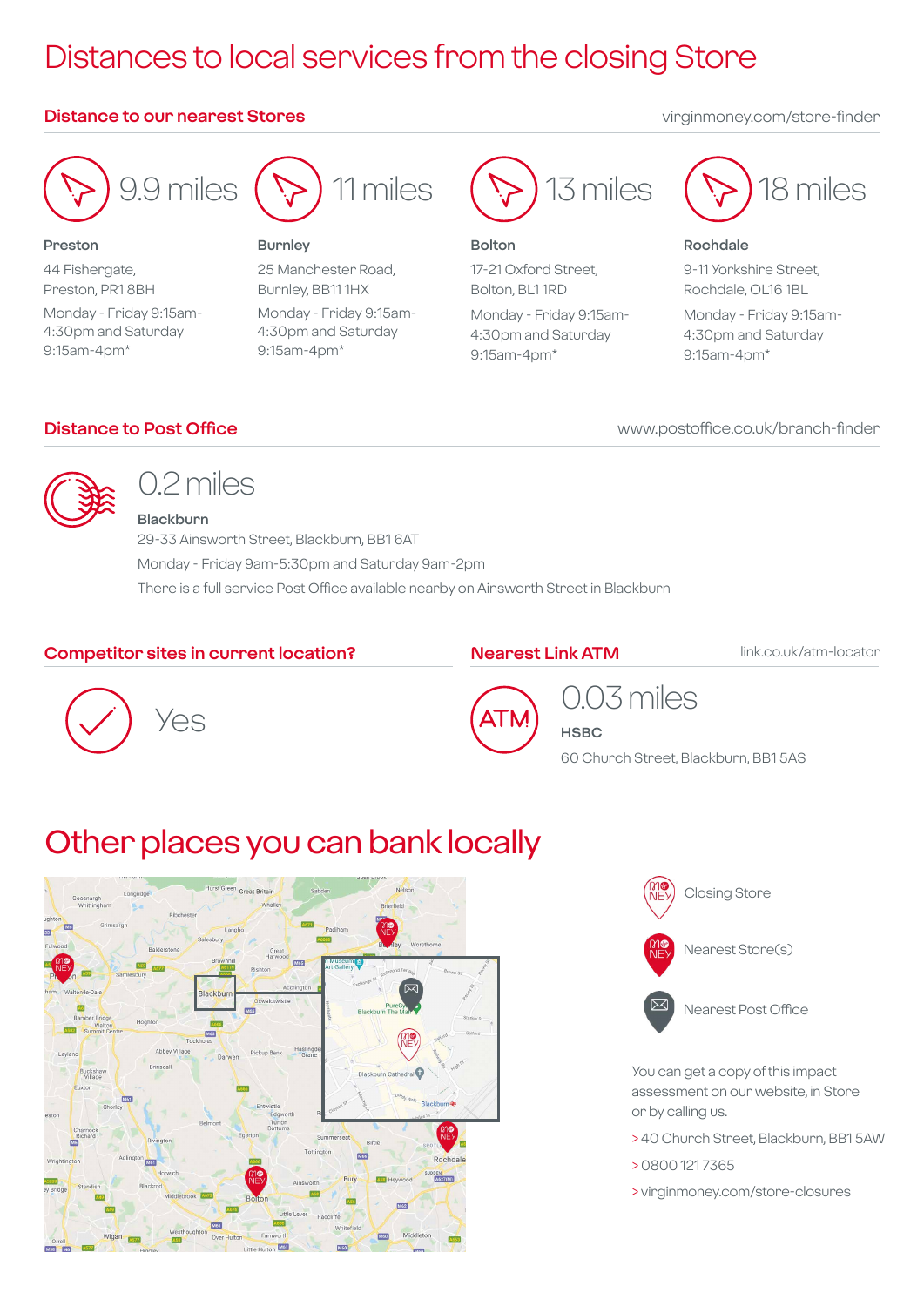# Distances to local services from the closing Store

## Distance to our nearest Stores

virginmoney.com/store-finder

**9.9 miles**

**Preston**

44 Fishergate,
Preston, PR1 8BH

Monday - Friday 9:15am-4:30pm and Saturday 9:15am-4pm*

**11 miles**

**Burnley**

25 Manchester Road,
Burnley, BB11 1HX

Monday - Friday 9:15am-4:30pm and Saturday 9:15am-4pm*

**13 miles**

**Bolton**

17-21 Oxford Street,
Bolton, BL1 1RD

Monday - Friday 9:15am-4:30pm and Saturday 9:15am-4pm*

**18 miles**

**Rochdale**

9-11 Yorkshire Street,
Rochdale, OL16 1BL

Monday - Friday 9:15am-4:30pm and Saturday 9:15am-4pm*

## Distance to Post Office

www.postoffice.co.uk/branch-finder

**0.2 miles**

**Blackburn**

29-33 Ainsworth Street, Blackburn, BB1 6AT

Monday - Friday 9am-5:30pm and Saturday 9am-2pm

There is a full service Post Office available nearby on Ainsworth Street in Blackburn

## Competitor sites in current location?

Yes

## Nearest Link ATM

link.co.uk/atm-locator

**0.03 miles**

**HSBC**

60 Church Street, Blackburn, BB1 5AS

# Other places you can bank locally

Closing Store

Nearest Store(s)

Nearest Post Office

You can get a copy of this impact assessment on our website, in Store or by calling us.

> 40 Church Street, Blackburn, BB1 5AW

> 0800 121 7365

> virginmoney.com/store-closures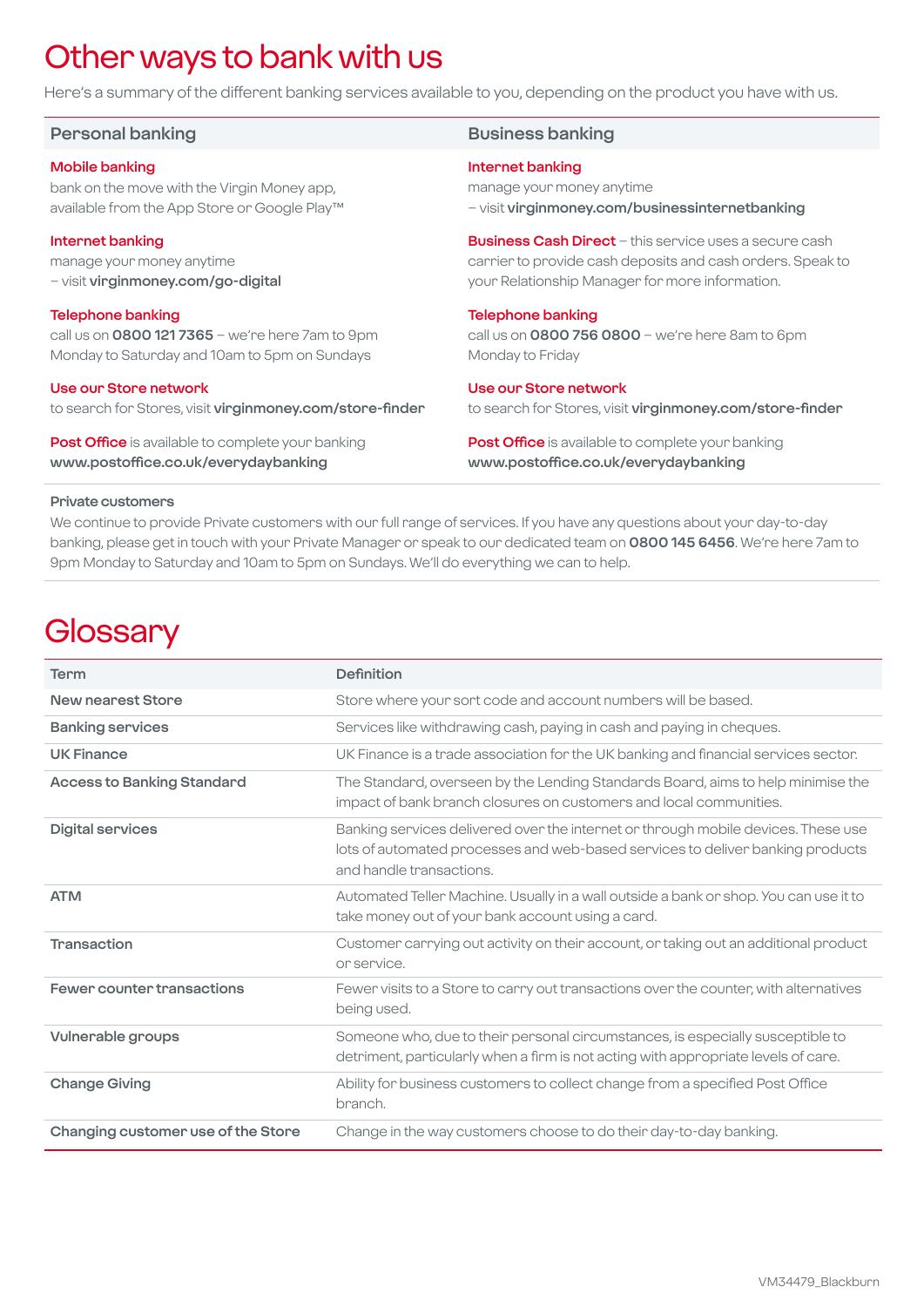# Other ways to bank with us

Here's a summary of the different banking services available to you, depending on the product you have with us.

## Personal banking

**Mobile banking**
bank on the move with the Virgin Money app, available from the App Store or Google Play™

**Internet banking**
manage your money anytime
– visit **virginmoney.com/go-digital**

**Telephone banking**
call us on **0800 121 7365** – we're here 7am to 9pm Monday to Saturday and 10am to 5pm on Sundays

**Use our Store network**
to search for Stores, visit **virginmoney.com/store-finder**

**Post Office** is available to complete your banking
**www.postoffice.co.uk/everydaybanking**

## Business banking

**Internet banking**
manage your money anytime
– visit **virginmoney.com/businessinternetbanking**

**Business Cash Direct** – this service uses a secure cash carrier to provide cash deposits and cash orders. Speak to your Relationship Manager for more information.

**Telephone banking**
call us on **0800 756 0800** – we're here 8am to 6pm Monday to Friday

**Use our Store network**
to search for Stores, visit **virginmoney.com/store-finder**

**Post Office** is available to complete your banking
**www.postoffice.co.uk/everydaybanking**

**Private customers**
We continue to provide Private customers with our full range of services. If you have any questions about your day-to-day banking, please get in touch with your Private Manager or speak to our dedicated team on **0800 145 6456**. We're here 7am to 9pm Monday to Saturday and 10am to 5pm on Sundays. We'll do everything we can to help.

# Glossary

| Term | Definition |
|---|---|
| New nearest Store | Store where your sort code and account numbers will be based. |
| Banking services | Services like withdrawing cash, paying in cash and paying in cheques. |
| UK Finance | UK Finance is a trade association for the UK banking and financial services sector. |
| Access to Banking Standard | The Standard, overseen by the Lending Standards Board, aims to help minimise the impact of bank branch closures on customers and local communities. |
| Digital services | Banking services delivered over the internet or through mobile devices. These use lots of automated processes and web-based services to deliver banking products and handle transactions. |
| ATM | Automated Teller Machine. Usually in a wall outside a bank or shop. You can use it to take money out of your bank account using a card. |
| Transaction | Customer carrying out activity on their account, or taking out an additional product or service. |
| Fewer counter transactions | Fewer visits to a Store to carry out transactions over the counter, with alternatives being used. |
| Vulnerable groups | Someone who, due to their personal circumstances, is especially susceptible to detriment, particularly when a firm is not acting with appropriate levels of care. |
| Change Giving | Ability for business customers to collect change from a specified Post Office branch. |
| Changing customer use of the Store | Change in the way customers choose to do their day-to-day banking. |

VM34479_Blackburn